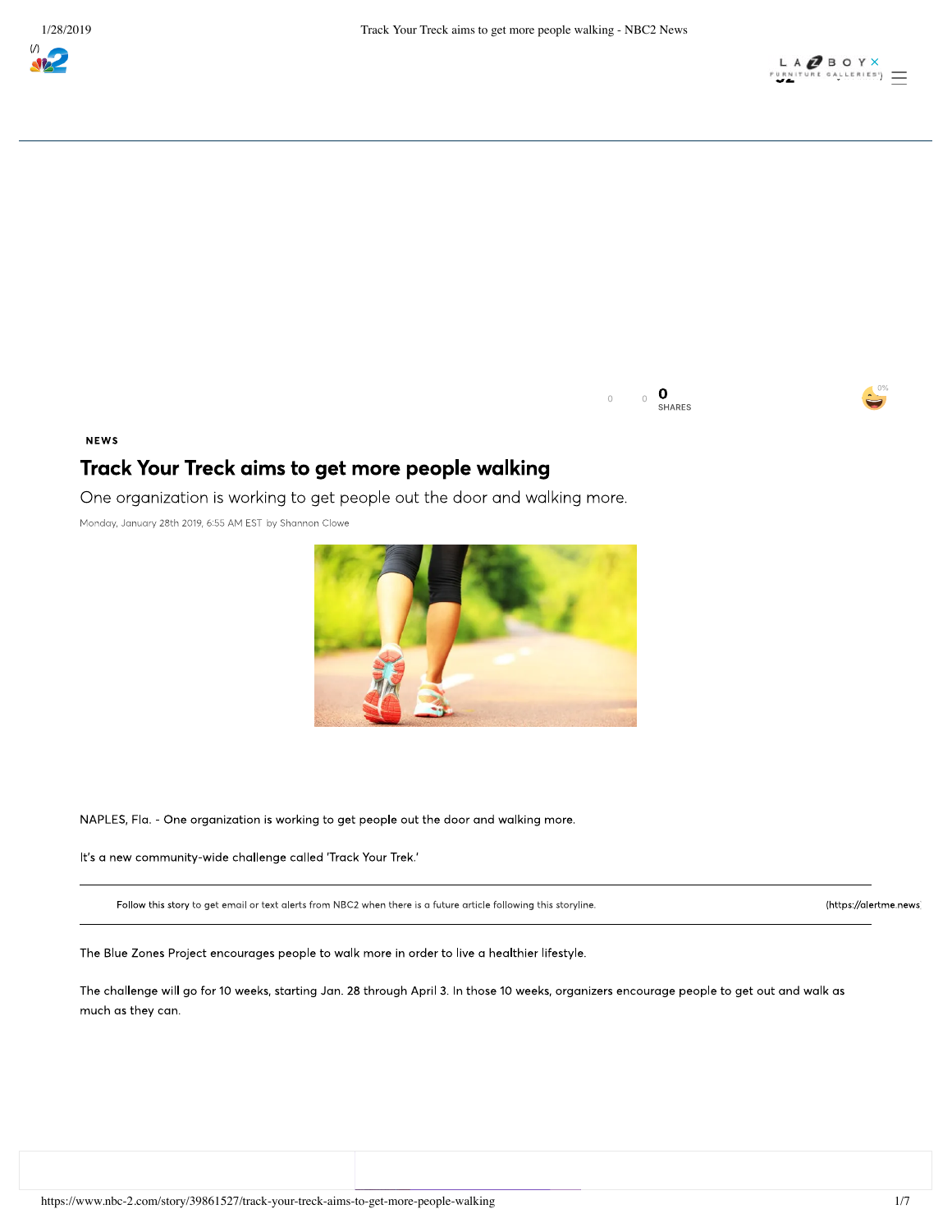NEWS

# Track Your Treck aims to get more people walking

One organization is working to get people out the door and walking more.

Monday, January 28th 2019, 6:55 AM EST by Shannon Clowe

NAPLES, Fla. - One organization is working to get people out the door and walking more.

It's a new community-wide challenge called 'Track Your Trek.'

Follow this story to get email or text alerts from NBC2 when there is a future article following this storyline.

The Blue Zones Project encourages people to walk more in order to live a healthier lifestyle.

The challenge will go for 10 weeks, starting Jan. 28 through April 3. In those 10 weeks, organizers encourage people to get out and walk as much as they can.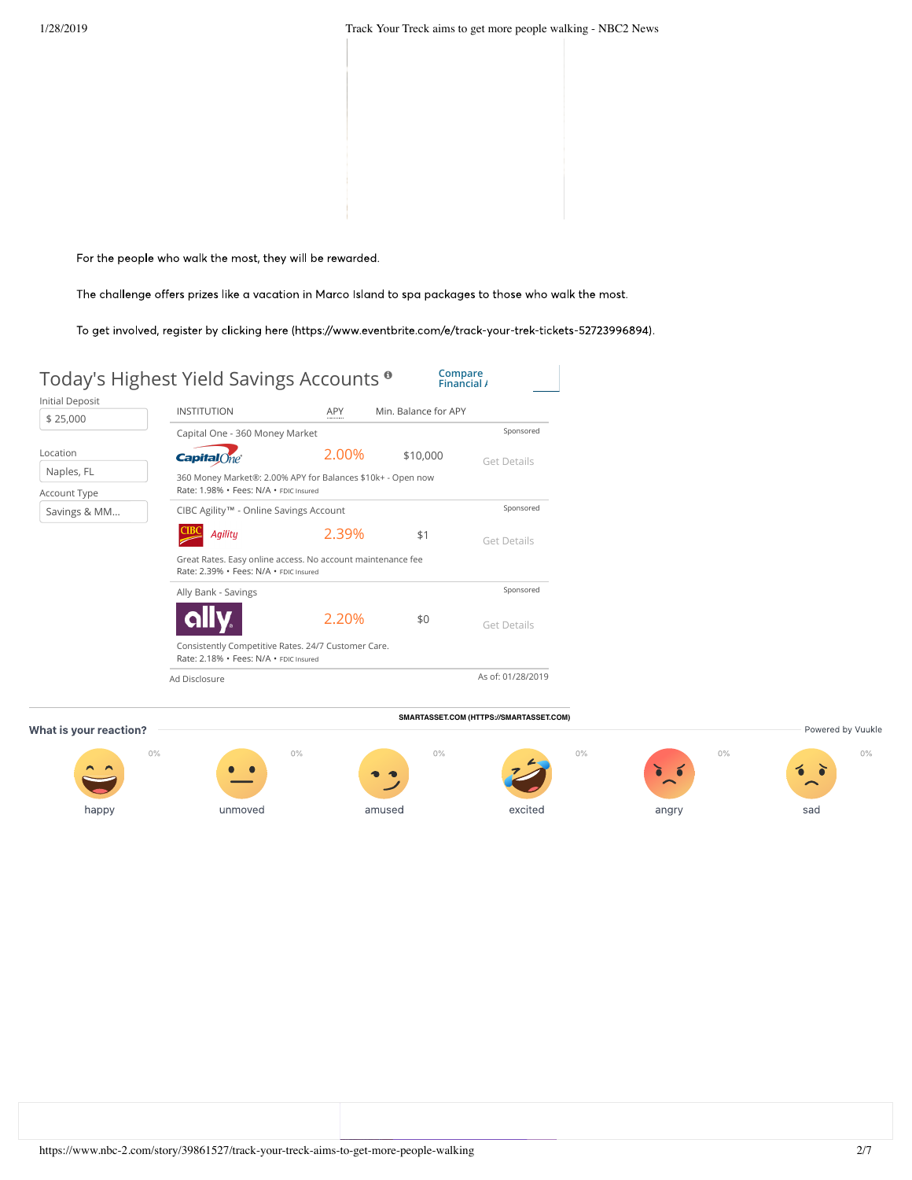For the people who walk the most, they will be rewarded.

The challenge offers prizes like a vacation in Marco Island to spa packages to those who walk the most.

To get involved, register by clicking here (https://www.eventbrite.com/e/track-your-trek-tickets-52723996894).

## Today's Highest Yield Savings Accounts

Compare Financial /

Initial Deposit
$ 25,000

Location
Naples, FL

Account Type
Savings & MM...

| INSTITUTION | APY | Min. Balance for APY | |
|---|---|---|---|
| Capital One - 360 Money Market (Sponsored) | 2.00% | $10,000 | Get Details |
| 360 Money Market®: 2.00% APY for Balances $10k+ - Open now<br>Rate: 1.98% • Fees: N/A • FDIC Insured | | | |
| CIBC Agility™ - Online Savings Account (Sponsored) | 2.39% | $1 | Get Details |
| Great Rates. Easy online access. No account maintenance fee<br>Rate: 2.39% • Fees: N/A • FDIC Insured | | | |
| Ally Bank - Savings (Sponsored) | 2.20% | $0 | Get Details |
| Consistently Competitive Rates. 24/7 Customer Care.<br>Rate: 2.18% • Fees: N/A • FDIC Insured | | | |

Ad Disclosure

As of: 01/28/2019

SMARTASSET.COM (HTTPS://SMARTASSET.COM)

**What is your reaction?**

Powered by Vuukle

happy 0% · unmoved 0% · amused 0% · excited 0% · angry 0% · sad 0%